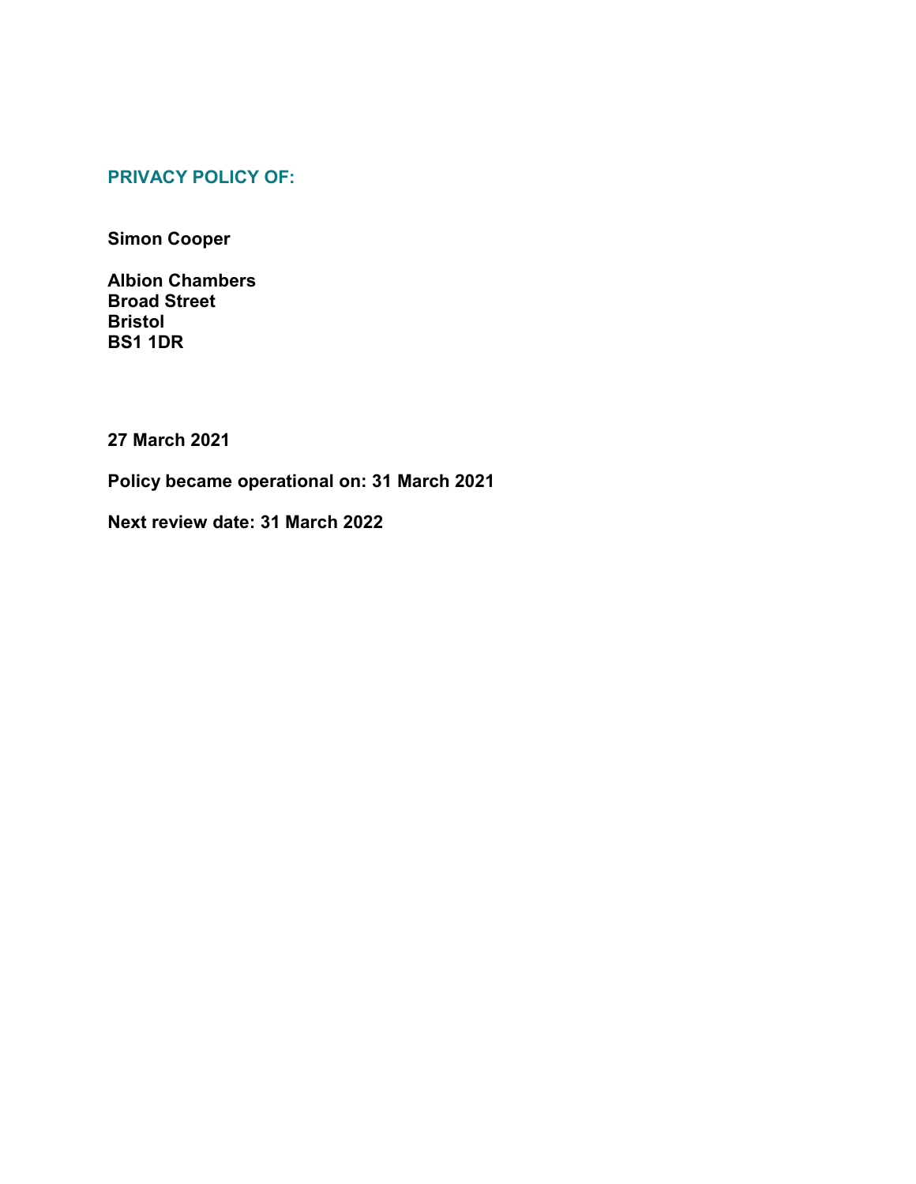## PRIVACY POLICY OF:

**Simon Cooper**

**Albion Chambers**
**Broad Street**
**Bristol**
**BS1 1DR**

**27 March 2021**

**Policy became operational on: 31 March 2021**

**Next review date: 31 March 2022**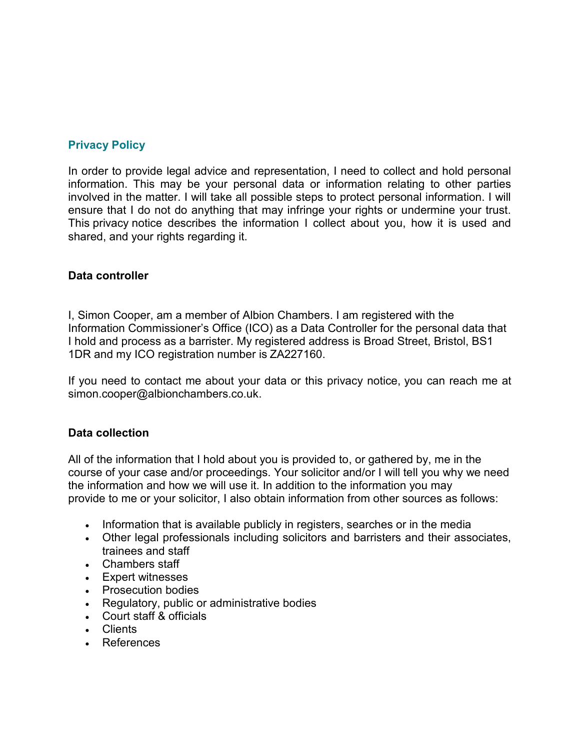## Privacy Policy

In order to provide legal advice and representation, I need to collect and hold personal information. This may be your personal data or information relating to other parties involved in the matter. I will take all possible steps to protect personal information. I will ensure that I do not do anything that may infringe your rights or undermine your trust. This privacy notice describes the information I collect about you, how it is used and shared, and your rights regarding it.

### Data controller

I, Simon Cooper, am a member of Albion Chambers. I am registered with the Information Commissioner's Office (ICO) as a Data Controller for the personal data that I hold and process as a barrister. My registered address is Broad Street, Bristol, BS1 1DR and my ICO registration number is ZA227160.

If you need to contact me about your data or this privacy notice, you can reach me at simon.cooper@albionchambers.co.uk.

### Data collection

All of the information that I hold about you is provided to, or gathered by, me in the course of your case and/or proceedings. Your solicitor and/or I will tell you why we need the information and how we will use it. In addition to the information you may provide to me or your solicitor, I also obtain information from other sources as follows:

- Information that is available publicly in registers, searches or in the media
- Other legal professionals including solicitors and barristers and their associates, trainees and staff
- Chambers staff
- Expert witnesses
- Prosecution bodies
- Regulatory, public or administrative bodies
- Court staff & officials
- Clients
- References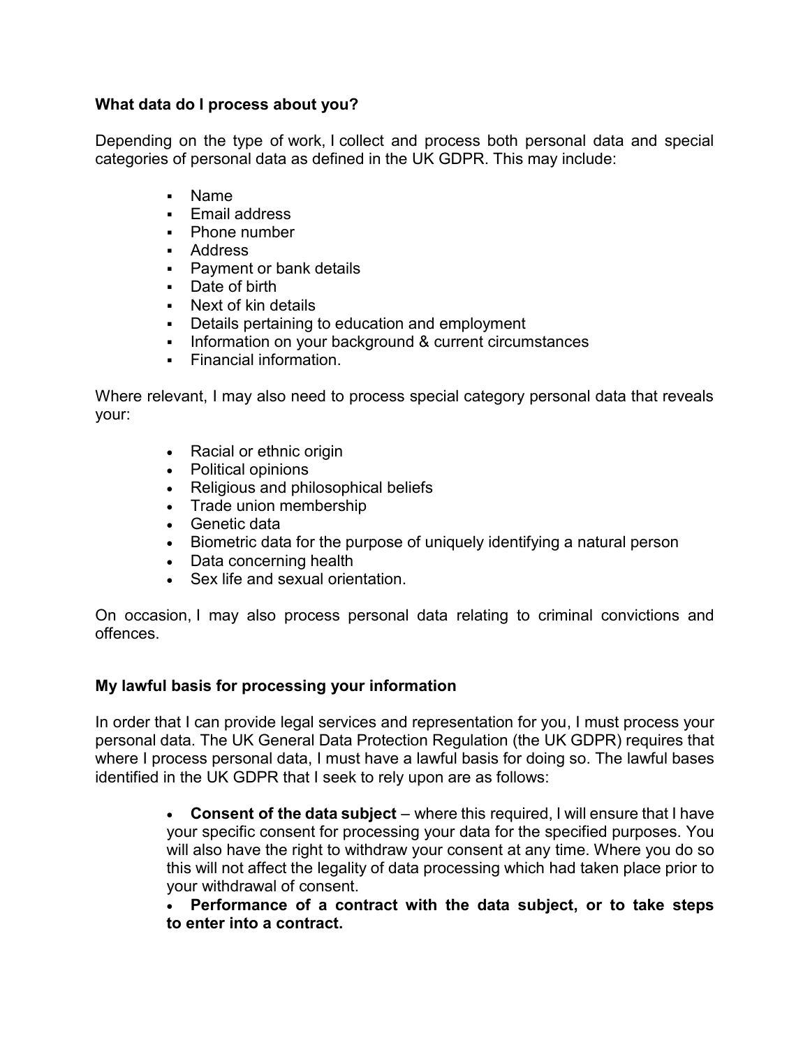**What data do I process about you?**

Depending on the type of work, I collect and process both personal data and special categories of personal data as defined in the UK GDPR. This may include:

- Name
- Email address
- Phone number
- Address
- Payment or bank details
- Date of birth
- Next of kin details
- Details pertaining to education and employment
- Information on your background & current circumstances
- Financial information.

Where relevant, I may also need to process special category personal data that reveals your:

- Racial or ethnic origin
- Political opinions
- Religious and philosophical beliefs
- Trade union membership
- Genetic data
- Biometric data for the purpose of uniquely identifying a natural person
- Data concerning health
- Sex life and sexual orientation.

On occasion, I may also process personal data relating to criminal convictions and offences.

**My lawful basis for processing your information**

In order that I can provide legal services and representation for you, I must process your personal data. The UK General Data Protection Regulation (the UK GDPR) requires that where I process personal data, I must have a lawful basis for doing so. The lawful bases identified in the UK GDPR that I seek to rely upon are as follows:

- **Consent of the data subject** – where this required, I will ensure that I have your specific consent for processing your data for the specified purposes. You will also have the right to withdraw your consent at any time. Where you do so this will not affect the legality of data processing which had taken place prior to your withdrawal of consent.
- **Performance of a contract with the data subject, or to take steps to enter into a contract.**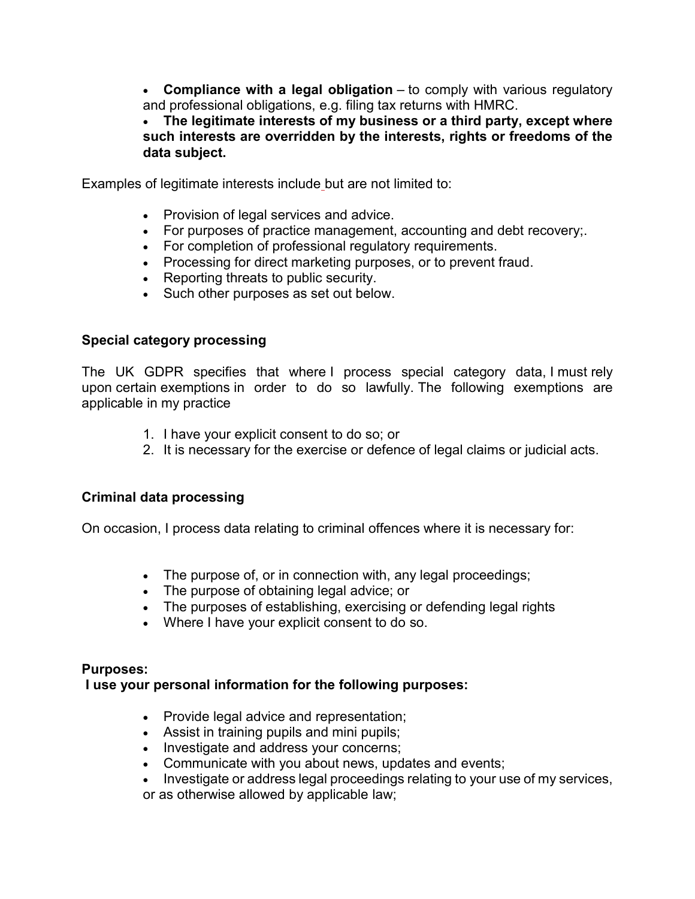- **Compliance with a legal obligation** – to comply with various regulatory and professional obligations, e.g. filing tax returns with HMRC.
- **The legitimate interests of my business or a third party, except where such interests are overridden by the interests, rights or freedoms of the data subject.**

Examples of legitimate interests include but are not limited to:

- Provision of legal services and advice.
- For purposes of practice management, accounting and debt recovery;.
- For completion of professional regulatory requirements.
- Processing for direct marketing purposes, or to prevent fraud.
- Reporting threats to public security.
- Such other purposes as set out below.

**Special category processing**

The UK GDPR specifies that where I process special category data, I must rely upon certain exemptions in order to do so lawfully. The following exemptions are applicable in my practice

1. I have your explicit consent to do so; or
2. It is necessary for the exercise or defence of legal claims or judicial acts.

**Criminal data processing**

On occasion, I process data relating to criminal offences where it is necessary for:

- The purpose of, or in connection with, any legal proceedings;
- The purpose of obtaining legal advice; or
- The purposes of establishing, exercising or defending legal rights
- Where I have your explicit consent to do so.

**Purposes:**
**I use your personal information for the following purposes:**

- Provide legal advice and representation;
- Assist in training pupils and mini pupils;
- Investigate and address your concerns;
- Communicate with you about news, updates and events;
- Investigate or address legal proceedings relating to your use of my services, or as otherwise allowed by applicable law;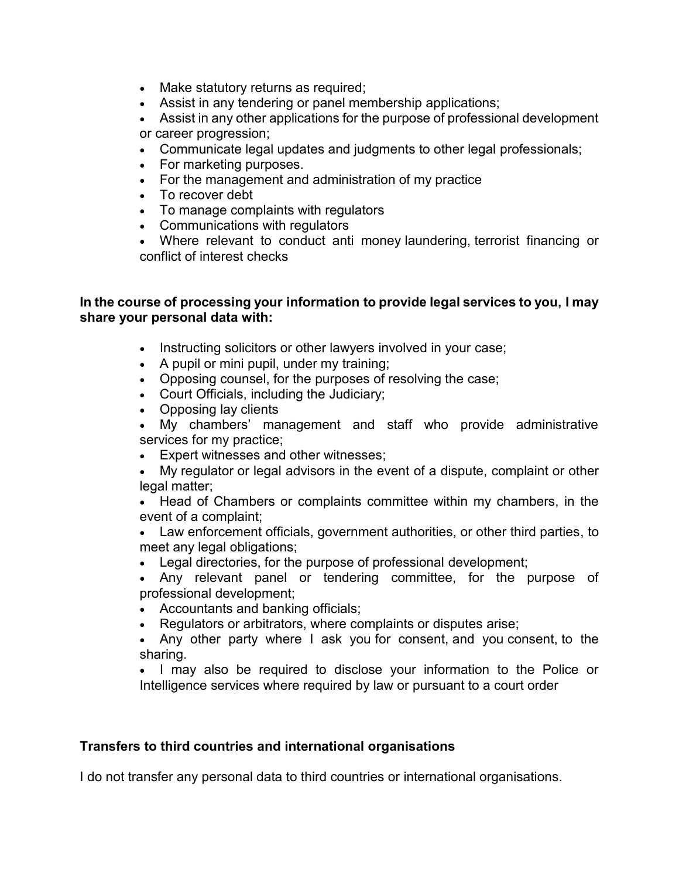- Make statutory returns as required;
- Assist in any tendering or panel membership applications;
- Assist in any other applications for the purpose of professional development or career progression;
- Communicate legal updates and judgments to other legal professionals;
- For marketing purposes.
- For the management and administration of my practice
- To recover debt
- To manage complaints with regulators
- Communications with regulators
- Where relevant to conduct anti money laundering, terrorist financing or conflict of interest checks

**In the course of processing your information to provide legal services to you, I may share your personal data with:**

- Instructing solicitors or other lawyers involved in your case;
- A pupil or mini pupil, under my training;
- Opposing counsel, for the purposes of resolving the case;
- Court Officials, including the Judiciary;
- Opposing lay clients
- My chambers' management and staff who provide administrative services for my practice;
- Expert witnesses and other witnesses;
- My regulator or legal advisors in the event of a dispute, complaint or other legal matter;
- Head of Chambers or complaints committee within my chambers, in the event of a complaint;
- Law enforcement officials, government authorities, or other third parties, to meet any legal obligations;
- Legal directories, for the purpose of professional development;
- Any relevant panel or tendering committee, for the purpose of professional development;
- Accountants and banking officials;
- Regulators or arbitrators, where complaints or disputes arise;
- Any other party where I ask you for consent, and you consent, to the sharing.
- I may also be required to disclose your information to the Police or Intelligence services where required by law or pursuant to a court order

**Transfers to third countries and international organisations**

I do not transfer any personal data to third countries or international organisations.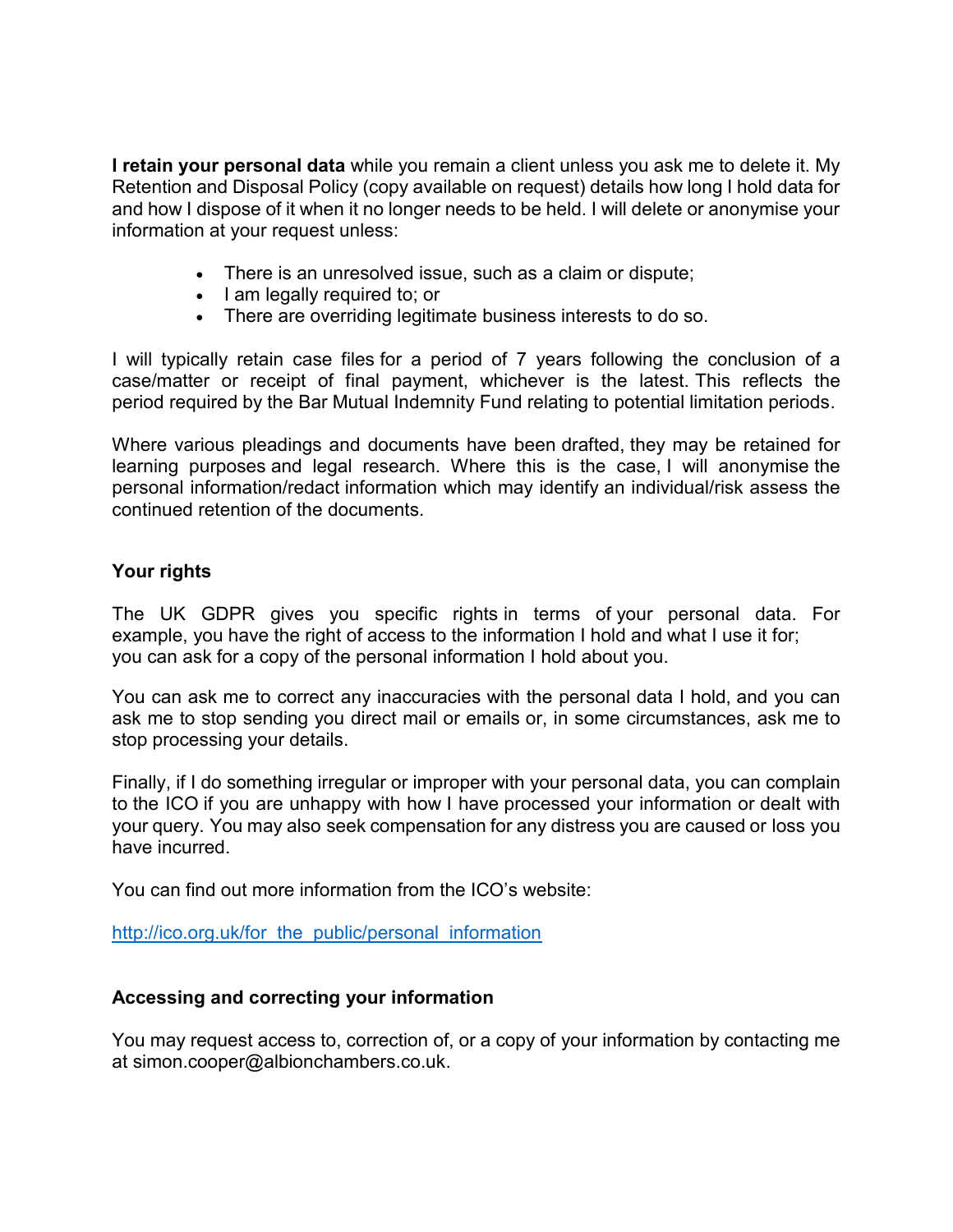**I retain your personal data** while you remain a client unless you ask me to delete it. My Retention and Disposal Policy (copy available on request) details how long I hold data for and how I dispose of it when it no longer needs to be held. I will delete or anonymise your information at your request unless:

- There is an unresolved issue, such as a claim or dispute;
- I am legally required to; or
- There are overriding legitimate business interests to do so.

I will typically retain case files for a period of 7 years following the conclusion of a case/matter or receipt of final payment, whichever is the latest. This reflects the period required by the Bar Mutual Indemnity Fund relating to potential limitation periods.

Where various pleadings and documents have been drafted, they may be retained for learning purposes and legal research. Where this is the case, I will anonymise the personal information/redact information which may identify an individual/risk assess the continued retention of the documents.

## Your rights

The UK GDPR gives you specific rights in terms of your personal data. For example, you have the right of access to the information I hold and what I use it for; you can ask for a copy of the personal information I hold about you.

You can ask me to correct any inaccuracies with the personal data I hold, and you can ask me to stop sending you direct mail or emails or, in some circumstances, ask me to stop processing your details.

Finally, if I do something irregular or improper with your personal data, you can complain to the ICO if you are unhappy with how I have processed your information or dealt with your query. You may also seek compensation for any distress you are caused or loss you have incurred.

You can find out more information from the ICO's website:

[http://ico.org.uk/for_the_public/personal_information](http://ico.org.uk/for_the_public/personal_information)

## Accessing and correcting your information

You may request access to, correction of, or a copy of your information by contacting me at simon.cooper@albionchambers.co.uk.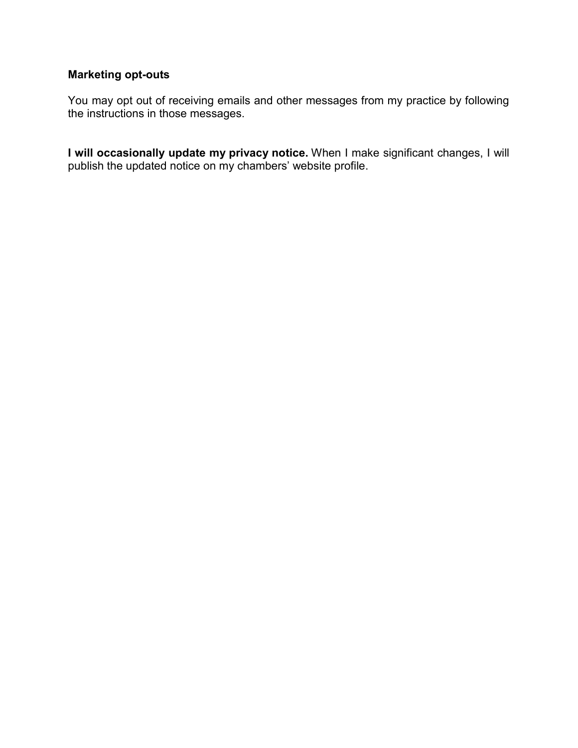**Marketing opt-outs**

You may opt out of receiving emails and other messages from my practice by following the instructions in those messages.

**I will occasionally update my privacy notice.** When I make significant changes, I will publish the updated notice on my chambers' website profile.